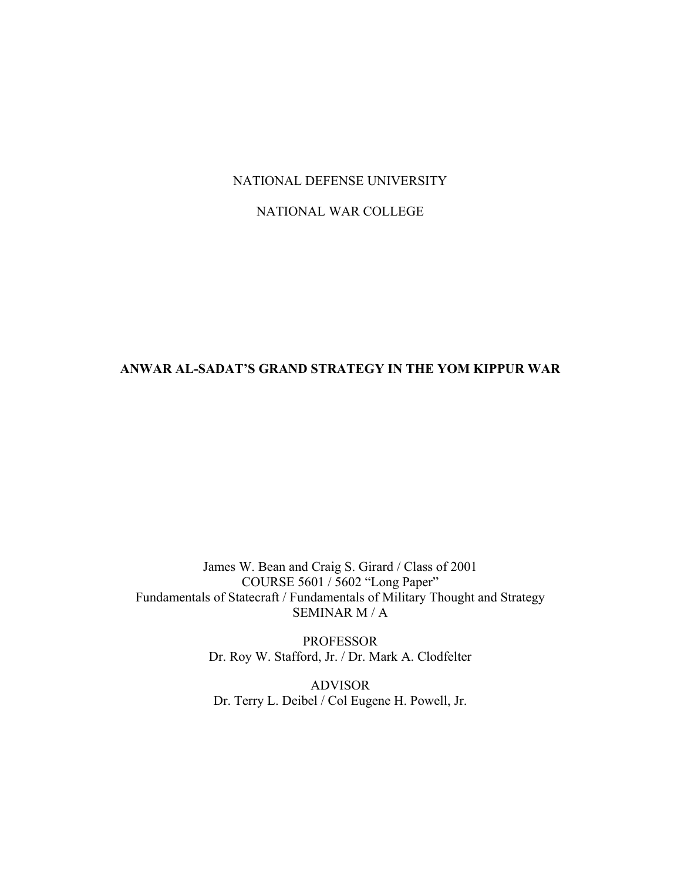NATIONAL DEFENSE UNIVERSITY

NATIONAL WAR COLLEGE

# ANWAR AL-SADAT'S GRAND STRATEGY IN THE YOM KIPPUR WAR

James W. Bean and Craig S. Girard / Class of 2001
COURSE 5601 / 5602 "Long Paper"
Fundamentals of Statecraft / Fundamentals of Military Thought and Strategy
SEMINAR M / A

PROFESSOR
Dr. Roy W. Stafford, Jr. / Dr. Mark A. Clodfelter

ADVISOR
Dr. Terry L. Deibel / Col Eugene H. Powell, Jr.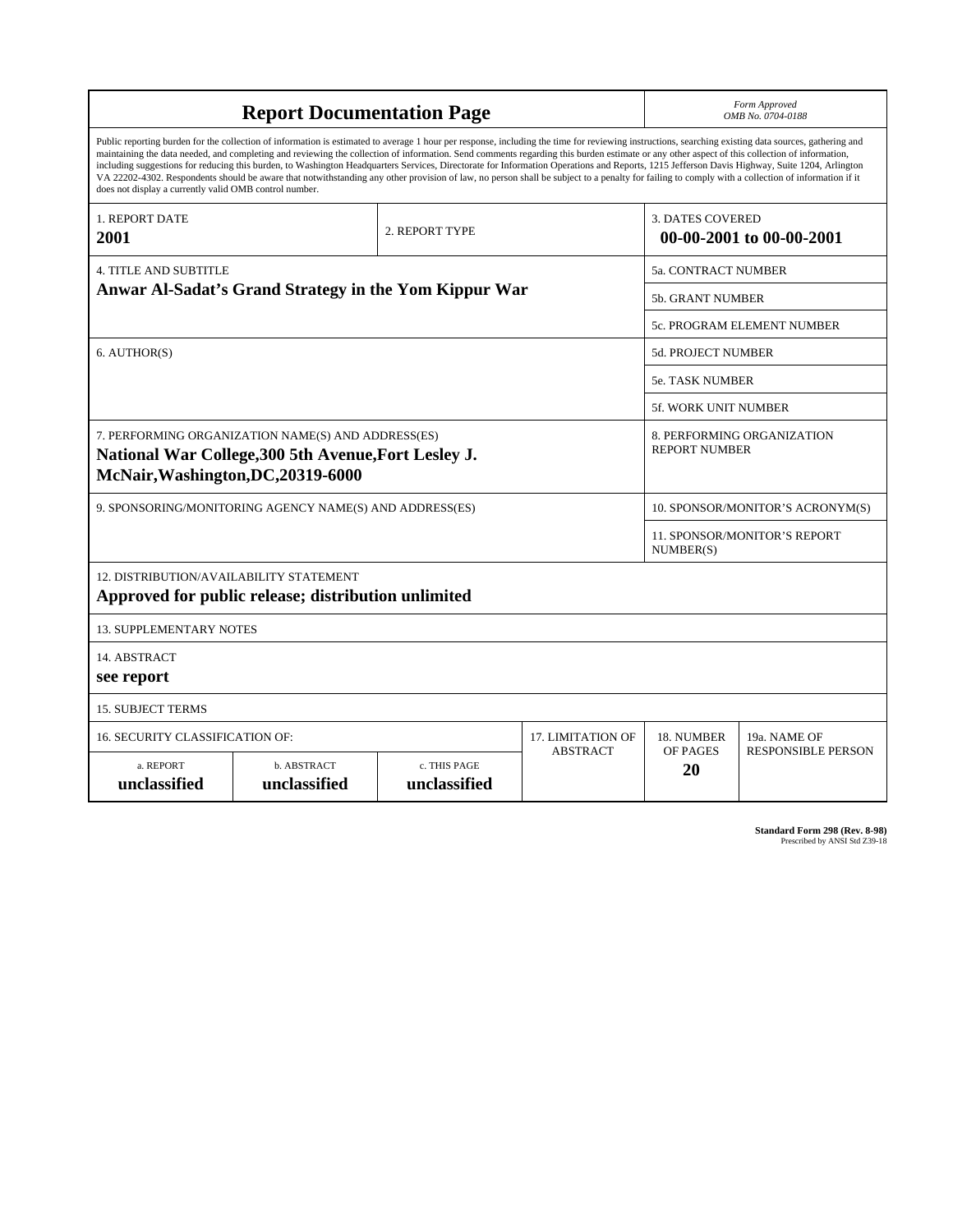# Report Documentation Page

*Form Approved*
*OMB No. 0704-0188*

Public reporting burden for the collection of information is estimated to average 1 hour per response, including the time for reviewing instructions, searching existing data sources, gathering and maintaining the data needed, and completing and reviewing the collection of information. Send comments regarding this burden estimate or any other aspect of this collection of information, including suggestions for reducing this burden, to Washington Headquarters Services, Directorate for Information Operations and Reports, 1215 Jefferson Davis Highway, Suite 1204, Arlington VA 22202-4302. Respondents should be aware that notwithstanding any other provision of law, no person shall be subject to a penalty for failing to comply with a collection of information if it does not display a currently valid OMB control number.

| 1. REPORT DATE | 2. REPORT TYPE | 3. DATES COVERED |
|---|---|---|
| **2001** | | **00-00-2001 to 00-00-2001** |

| 4. TITLE AND SUBTITLE | |
|---|---|
| **Anwar Al-Sadat's Grand Strategy in the Yom Kippur War** | 5a. CONTRACT NUMBER |
| | 5b. GRANT NUMBER |
| | 5c. PROGRAM ELEMENT NUMBER |
| 6. AUTHOR(S) | 5d. PROJECT NUMBER |
| | 5e. TASK NUMBER |
| | 5f. WORK UNIT NUMBER |
| 7. PERFORMING ORGANIZATION NAME(S) AND ADDRESS(ES) **National War College,300 5th Avenue,Fort Lesley J. McNair,Washington,DC,20319-6000** | 8. PERFORMING ORGANIZATION REPORT NUMBER |
| 9. SPONSORING/MONITORING AGENCY NAME(S) AND ADDRESS(ES) | 10. SPONSOR/MONITOR'S ACRONYM(S) |
| | 11. SPONSOR/MONITOR'S REPORT NUMBER(S) |

12. DISTRIBUTION/AVAILABILITY STATEMENT
**Approved for public release; distribution unlimited**

13. SUPPLEMENTARY NOTES

14. ABSTRACT
**see report**

15. SUBJECT TERMS

| 16. SECURITY CLASSIFICATION OF: | | | 17. LIMITATION OF ABSTRACT | 18. NUMBER OF PAGES | 19a. NAME OF RESPONSIBLE PERSON |
|---|---|---|---|---|---|
| a. REPORT | b. ABSTRACT | c. THIS PAGE | | | |
| **unclassified** | **unclassified** | **unclassified** | | **20** | |

**Standard Form 298 (Rev. 8-98)**
Prescribed by ANSI Std Z39-18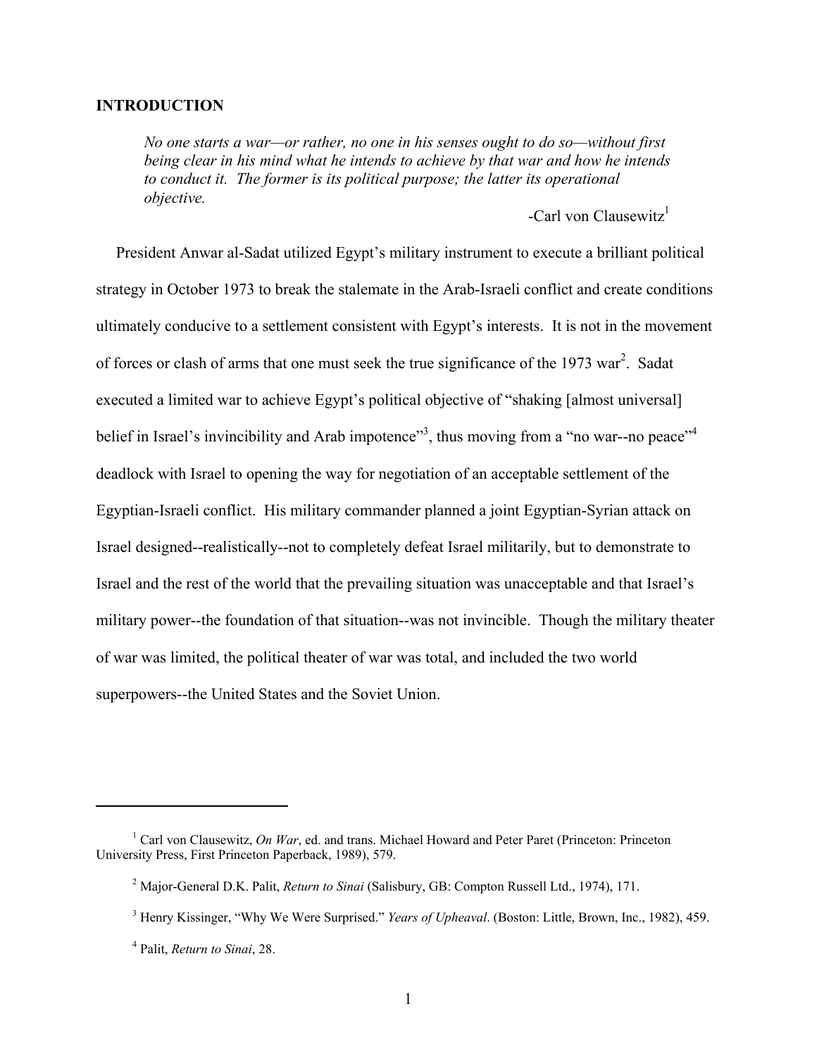## INTRODUCTION

> *No one starts a war—or rather, no one in his senses ought to do so—without first being clear in his mind what he intends to achieve by that war and how he intends to conduct it. The former is its political purpose; the latter its operational objective.*
>
> -Carl von Clausewitz[1]

President Anwar al-Sadat utilized Egypt's military instrument to execute a brilliant political strategy in October 1973 to break the stalemate in the Arab-Israeli conflict and create conditions ultimately conducive to a settlement consistent with Egypt's interests. It is not in the movement of forces or clash of arms that one must seek the true significance of the 1973 war[2]. Sadat executed a limited war to achieve Egypt's political objective of "shaking [almost universal] belief in Israel's invincibility and Arab impotence"[3], thus moving from a "no war--no peace"[4] deadlock with Israel to opening the way for negotiation of an acceptable settlement of the Egyptian-Israeli conflict. His military commander planned a joint Egyptian-Syrian attack on Israel designed--realistically--not to completely defeat Israel militarily, but to demonstrate to Israel and the rest of the world that the prevailing situation was unacceptable and that Israel's military power--the foundation of that situation--was not invincible. Though the military theater of war was limited, the political theater of war was total, and included the two world superpowers--the United States and the Soviet Union.

---

[1] Carl von Clausewitz, *On War*, ed. and trans. Michael Howard and Peter Paret (Princeton: Princeton University Press, First Princeton Paperback, 1989), 579.

[2] Major-General D.K. Palit, *Return to Sinai* (Salisbury, GB: Compton Russell Ltd., 1974), 171.

[3] Henry Kissinger, "Why We Were Surprised." *Years of Upheaval*. (Boston: Little, Brown, Inc., 1982), 459.

[4] Palit, *Return to Sinai*, 28.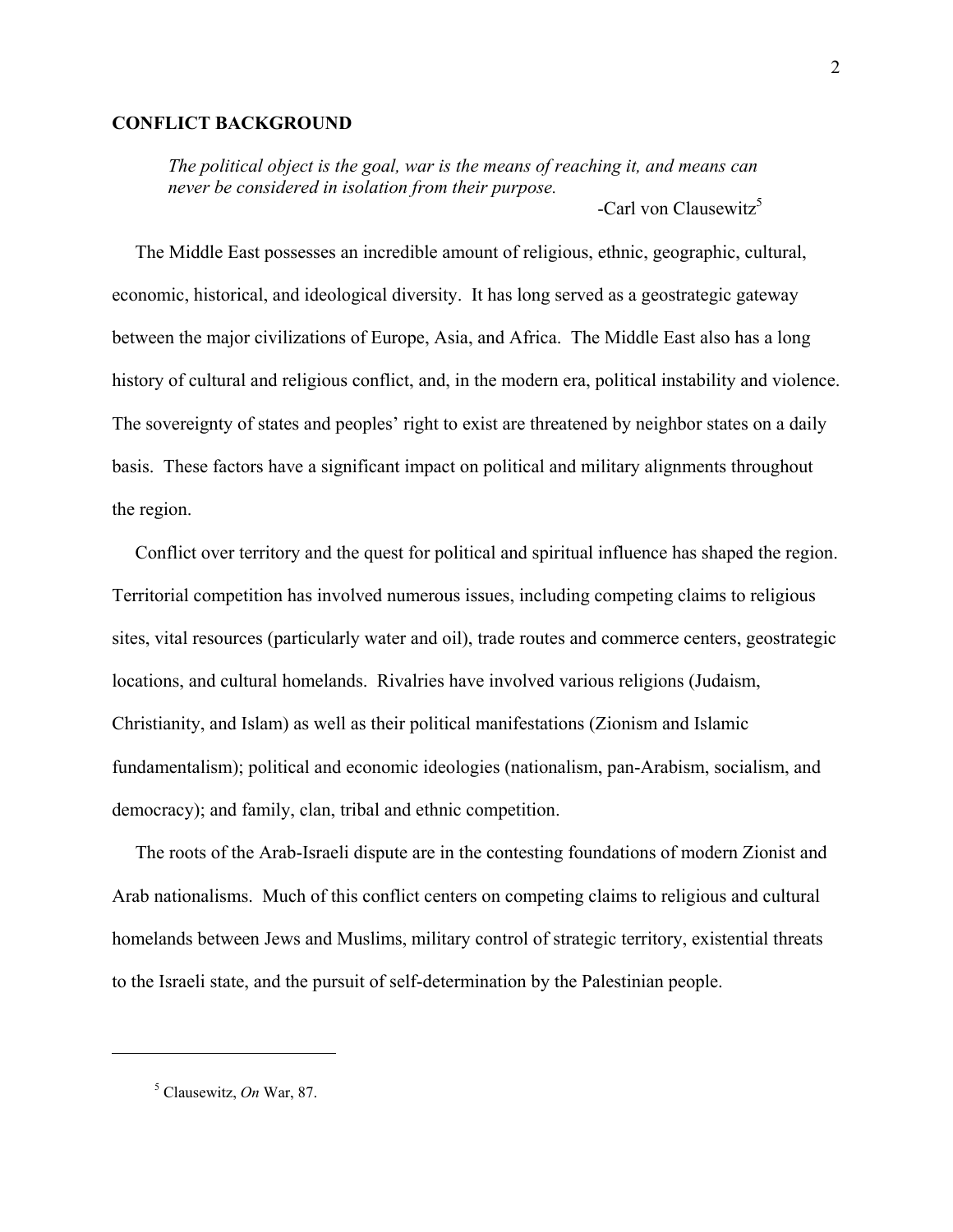## CONFLICT BACKGROUND

> *The political object is the goal, war is the means of reaching it, and means can never be considered in isolation from their purpose.*
>
> -Carl von Clausewitz[5]

The Middle East possesses an incredible amount of religious, ethnic, geographic, cultural, economic, historical, and ideological diversity. It has long served as a geostrategic gateway between the major civilizations of Europe, Asia, and Africa. The Middle East also has a long history of cultural and religious conflict, and, in the modern era, political instability and violence. The sovereignty of states and peoples' right to exist are threatened by neighbor states on a daily basis. These factors have a significant impact on political and military alignments throughout the region.

Conflict over territory and the quest for political and spiritual influence has shaped the region. Territorial competition has involved numerous issues, including competing claims to religious sites, vital resources (particularly water and oil), trade routes and commerce centers, geostrategic locations, and cultural homelands. Rivalries have involved various religions (Judaism, Christianity, and Islam) as well as their political manifestations (Zionism and Islamic fundamentalism); political and economic ideologies (nationalism, pan-Arabism, socialism, and democracy); and family, clan, tribal and ethnic competition.

The roots of the Arab-Israeli dispute are in the contesting foundations of modern Zionist and Arab nationalisms. Much of this conflict centers on competing claims to religious and cultural homelands between Jews and Muslims, military control of strategic territory, existential threats to the Israeli state, and the pursuit of self-determination by the Palestinian people.

---

[5] Clausewitz, *On* War, 87.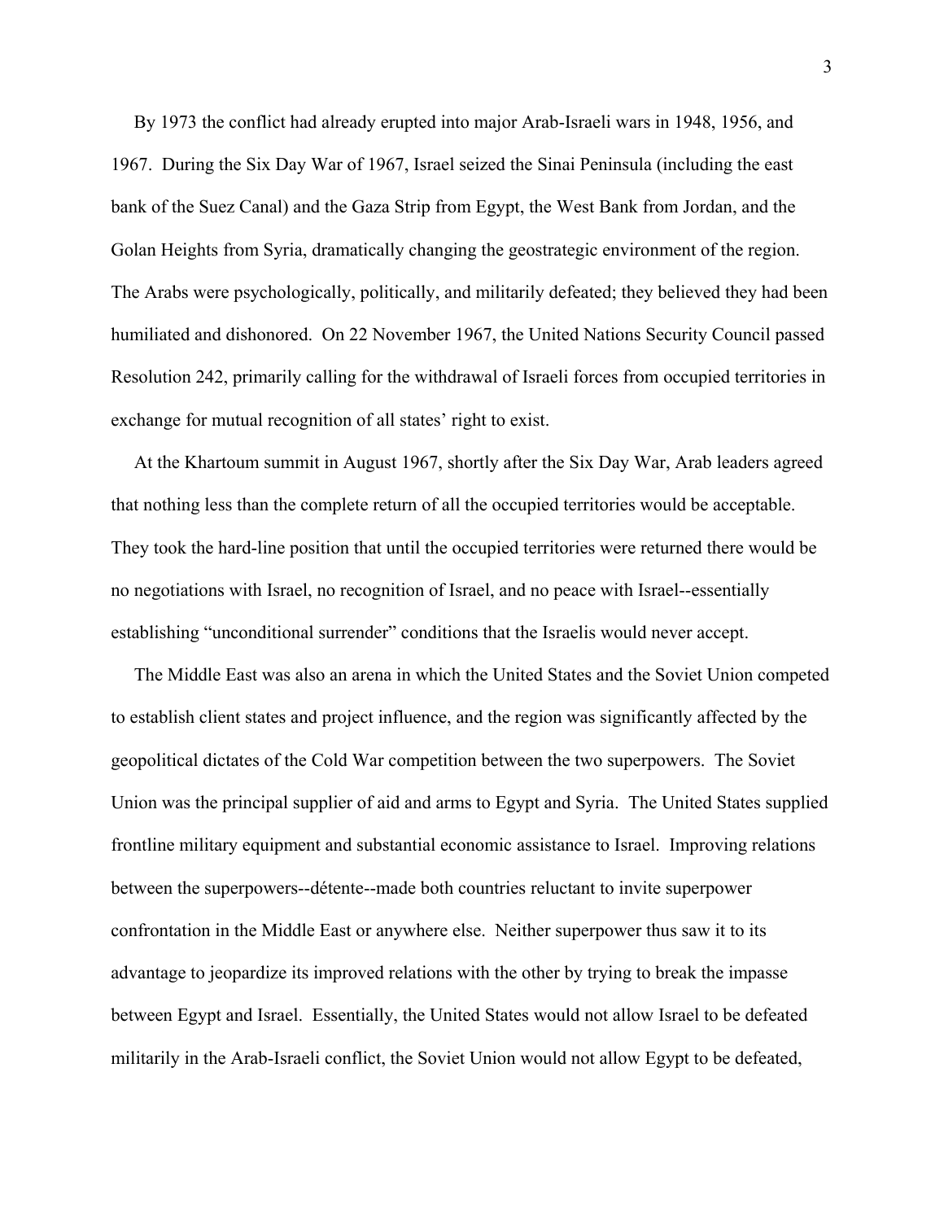By 1973 the conflict had already erupted into major Arab-Israeli wars in 1948, 1956, and 1967. During the Six Day War of 1967, Israel seized the Sinai Peninsula (including the east bank of the Suez Canal) and the Gaza Strip from Egypt, the West Bank from Jordan, and the Golan Heights from Syria, dramatically changing the geostrategic environment of the region. The Arabs were psychologically, politically, and militarily defeated; they believed they had been humiliated and dishonored. On 22 November 1967, the United Nations Security Council passed Resolution 242, primarily calling for the withdrawal of Israeli forces from occupied territories in exchange for mutual recognition of all states' right to exist.

At the Khartoum summit in August 1967, shortly after the Six Day War, Arab leaders agreed that nothing less than the complete return of all the occupied territories would be acceptable. They took the hard-line position that until the occupied territories were returned there would be no negotiations with Israel, no recognition of Israel, and no peace with Israel--essentially establishing "unconditional surrender" conditions that the Israelis would never accept.

The Middle East was also an arena in which the United States and the Soviet Union competed to establish client states and project influence, and the region was significantly affected by the geopolitical dictates of the Cold War competition between the two superpowers. The Soviet Union was the principal supplier of aid and arms to Egypt and Syria. The United States supplied frontline military equipment and substantial economic assistance to Israel. Improving relations between the superpowers--détente--made both countries reluctant to invite superpower confrontation in the Middle East or anywhere else. Neither superpower thus saw it to its advantage to jeopardize its improved relations with the other by trying to break the impasse between Egypt and Israel. Essentially, the United States would not allow Israel to be defeated militarily in the Arab-Israeli conflict, the Soviet Union would not allow Egypt to be defeated,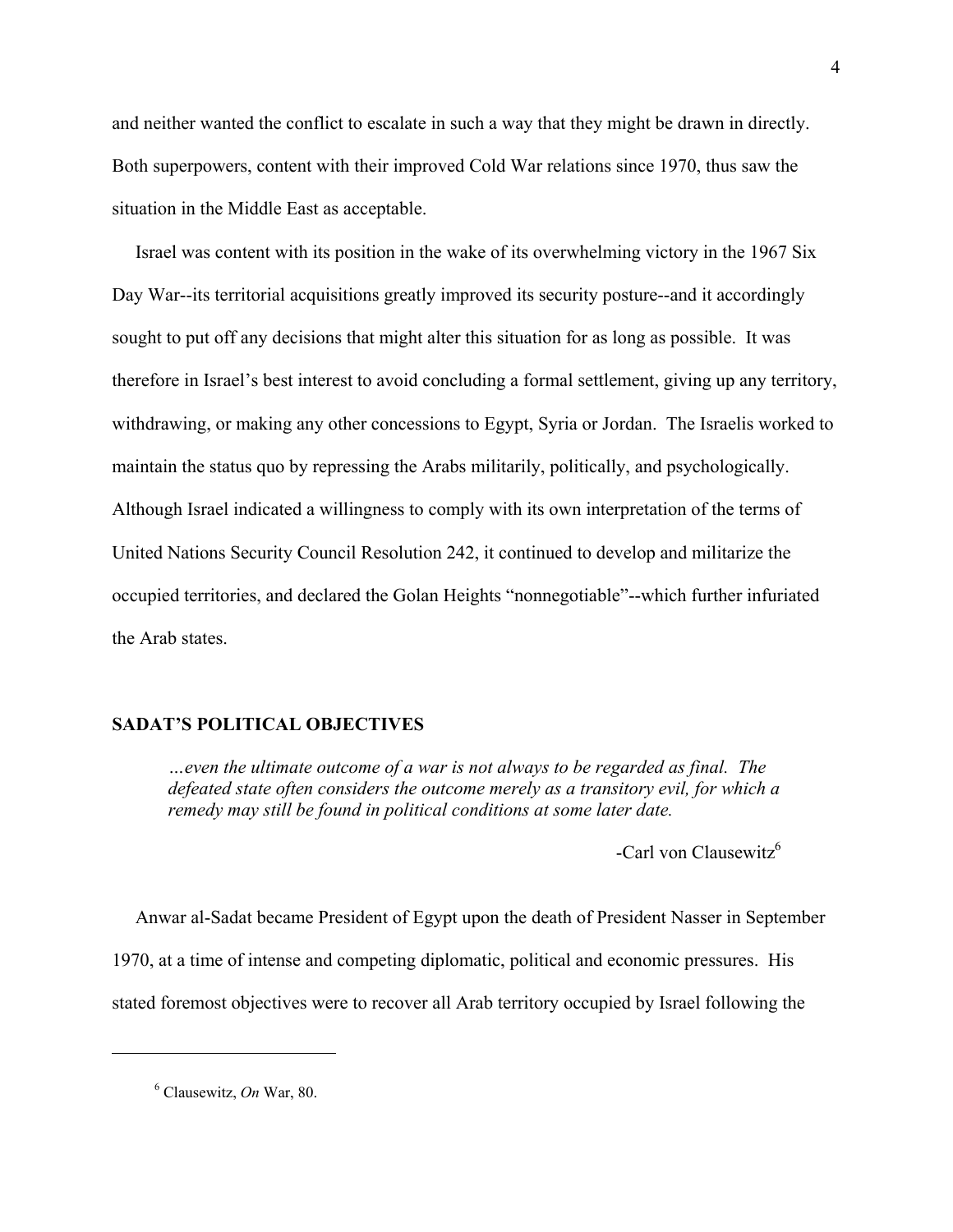and neither wanted the conflict to escalate in such a way that they might be drawn in directly. Both superpowers, content with their improved Cold War relations since 1970, thus saw the situation in the Middle East as acceptable.

Israel was content with its position in the wake of its overwhelming victory in the 1967 Six Day War--its territorial acquisitions greatly improved its security posture--and it accordingly sought to put off any decisions that might alter this situation for as long as possible. It was therefore in Israel's best interest to avoid concluding a formal settlement, giving up any territory, withdrawing, or making any other concessions to Egypt, Syria or Jordan. The Israelis worked to maintain the status quo by repressing the Arabs militarily, politically, and psychologically. Although Israel indicated a willingness to comply with its own interpretation of the terms of United Nations Security Council Resolution 242, it continued to develop and militarize the occupied territories, and declared the Golan Heights "nonnegotiable"--which further infuriated the Arab states.

### SADAT'S POLITICAL OBJECTIVES

> *…even the ultimate outcome of a war is not always to be regarded as final. The defeated state often considers the outcome merely as a transitory evil, for which a remedy may still be found in political conditions at some later date.*
>
> -Carl von Clausewitz[6]

Anwar al-Sadat became President of Egypt upon the death of President Nasser in September 1970, at a time of intense and competing diplomatic, political and economic pressures. His stated foremost objectives were to recover all Arab territory occupied by Israel following the

---

[6] Clausewitz, *On* War, 80.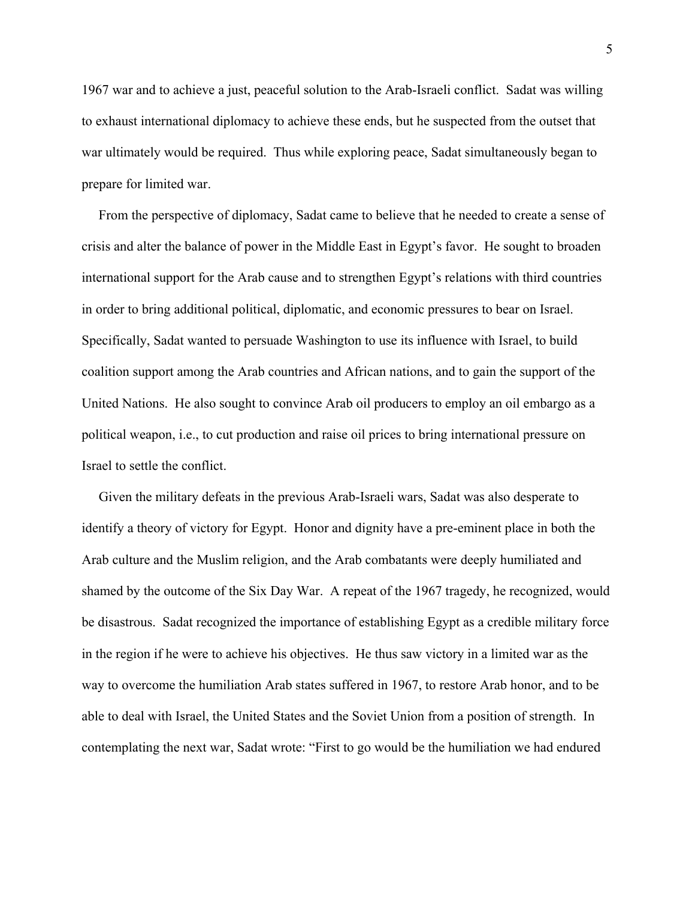1967 war and to achieve a just, peaceful solution to the Arab-Israeli conflict. Sadat was willing to exhaust international diplomacy to achieve these ends, but he suspected from the outset that war ultimately would be required. Thus while exploring peace, Sadat simultaneously began to prepare for limited war.

From the perspective of diplomacy, Sadat came to believe that he needed to create a sense of crisis and alter the balance of power in the Middle East in Egypt's favor. He sought to broaden international support for the Arab cause and to strengthen Egypt's relations with third countries in order to bring additional political, diplomatic, and economic pressures to bear on Israel. Specifically, Sadat wanted to persuade Washington to use its influence with Israel, to build coalition support among the Arab countries and African nations, and to gain the support of the United Nations. He also sought to convince Arab oil producers to employ an oil embargo as a political weapon, i.e., to cut production and raise oil prices to bring international pressure on Israel to settle the conflict.

Given the military defeats in the previous Arab-Israeli wars, Sadat was also desperate to identify a theory of victory for Egypt. Honor and dignity have a pre-eminent place in both the Arab culture and the Muslim religion, and the Arab combatants were deeply humiliated and shamed by the outcome of the Six Day War. A repeat of the 1967 tragedy, he recognized, would be disastrous. Sadat recognized the importance of establishing Egypt as a credible military force in the region if he were to achieve his objectives. He thus saw victory in a limited war as the way to overcome the humiliation Arab states suffered in 1967, to restore Arab honor, and to be able to deal with Israel, the United States and the Soviet Union from a position of strength. In contemplating the next war, Sadat wrote: "First to go would be the humiliation we had endured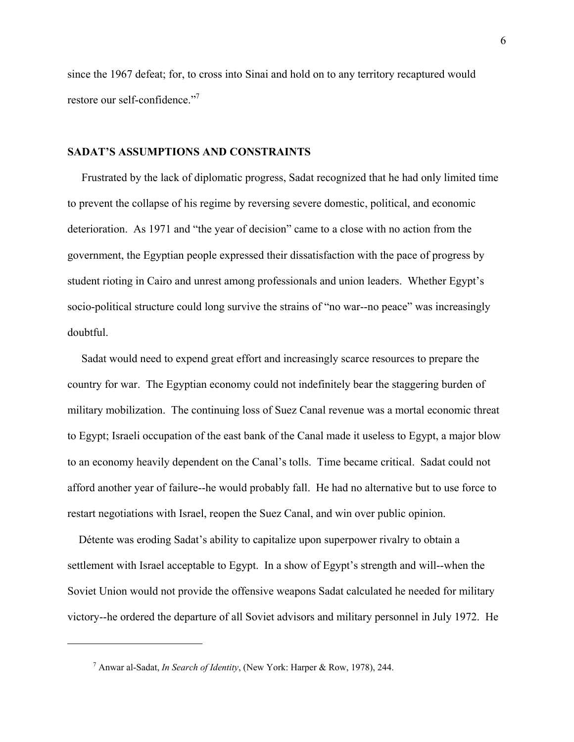since the 1967 defeat; for, to cross into Sinai and hold on to any territory recaptured would restore our self-confidence."[7]

## SADAT'S ASSUMPTIONS AND CONSTRAINTS

Frustrated by the lack of diplomatic progress, Sadat recognized that he had only limited time to prevent the collapse of his regime by reversing severe domestic, political, and economic deterioration. As 1971 and "the year of decision" came to a close with no action from the government, the Egyptian people expressed their dissatisfaction with the pace of progress by student rioting in Cairo and unrest among professionals and union leaders. Whether Egypt's socio-political structure could long survive the strains of "no war--no peace" was increasingly doubtful.

Sadat would need to expend great effort and increasingly scarce resources to prepare the country for war. The Egyptian economy could not indefinitely bear the staggering burden of military mobilization. The continuing loss of Suez Canal revenue was a mortal economic threat to Egypt; Israeli occupation of the east bank of the Canal made it useless to Egypt, a major blow to an economy heavily dependent on the Canal's tolls. Time became critical. Sadat could not afford another year of failure--he would probably fall. He had no alternative but to use force to restart negotiations with Israel, reopen the Suez Canal, and win over public opinion.

Détente was eroding Sadat's ability to capitalize upon superpower rivalry to obtain a settlement with Israel acceptable to Egypt. In a show of Egypt's strength and will--when the Soviet Union would not provide the offensive weapons Sadat calculated he needed for military victory--he ordered the departure of all Soviet advisors and military personnel in July 1972. He

---

[7] Anwar al-Sadat, *In Search of Identity*, (New York: Harper & Row, 1978), 244.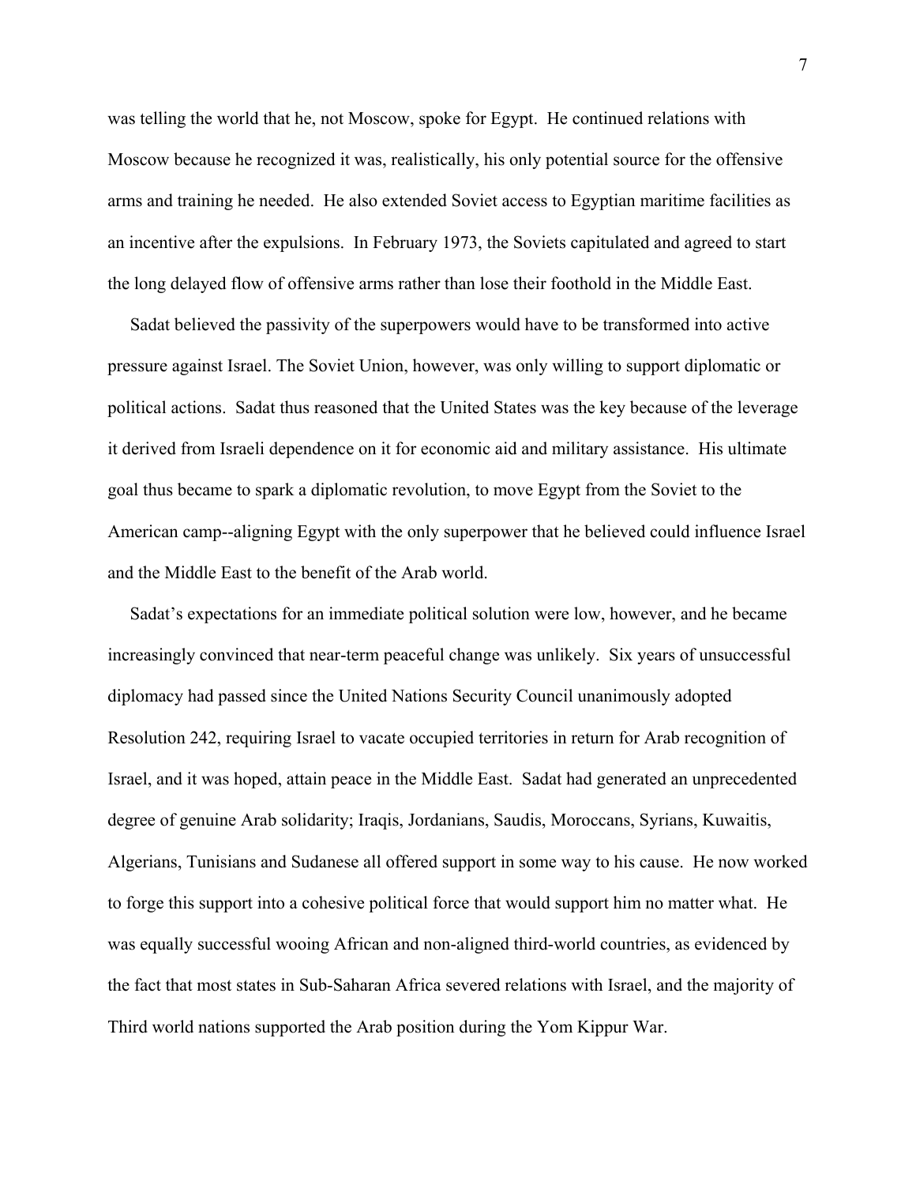was telling the world that he, not Moscow, spoke for Egypt. He continued relations with Moscow because he recognized it was, realistically, his only potential source for the offensive arms and training he needed. He also extended Soviet access to Egyptian maritime facilities as an incentive after the expulsions. In February 1973, the Soviets capitulated and agreed to start the long delayed flow of offensive arms rather than lose their foothold in the Middle East.

Sadat believed the passivity of the superpowers would have to be transformed into active pressure against Israel. The Soviet Union, however, was only willing to support diplomatic or political actions. Sadat thus reasoned that the United States was the key because of the leverage it derived from Israeli dependence on it for economic aid and military assistance. His ultimate goal thus became to spark a diplomatic revolution, to move Egypt from the Soviet to the American camp--aligning Egypt with the only superpower that he believed could influence Israel and the Middle East to the benefit of the Arab world.

Sadat's expectations for an immediate political solution were low, however, and he became increasingly convinced that near-term peaceful change was unlikely. Six years of unsuccessful diplomacy had passed since the United Nations Security Council unanimously adopted Resolution 242, requiring Israel to vacate occupied territories in return for Arab recognition of Israel, and it was hoped, attain peace in the Middle East. Sadat had generated an unprecedented degree of genuine Arab solidarity; Iraqis, Jordanians, Saudis, Moroccans, Syrians, Kuwaitis, Algerians, Tunisians and Sudanese all offered support in some way to his cause. He now worked to forge this support into a cohesive political force that would support him no matter what. He was equally successful wooing African and non-aligned third-world countries, as evidenced by the fact that most states in Sub-Saharan Africa severed relations with Israel, and the majority of Third world nations supported the Arab position during the Yom Kippur War.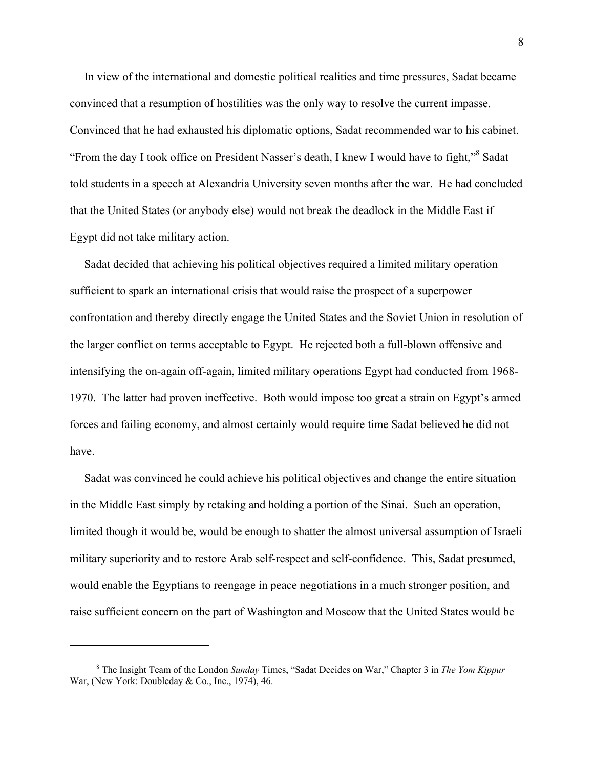In view of the international and domestic political realities and time pressures, Sadat became convinced that a resumption of hostilities was the only way to resolve the current impasse. Convinced that he had exhausted his diplomatic options, Sadat recommended war to his cabinet. "From the day I took office on President Nasser's death, I knew I would have to fight,"[8] Sadat told students in a speech at Alexandria University seven months after the war. He had concluded that the United States (or anybody else) would not break the deadlock in the Middle East if Egypt did not take military action.

Sadat decided that achieving his political objectives required a limited military operation sufficient to spark an international crisis that would raise the prospect of a superpower confrontation and thereby directly engage the United States and the Soviet Union in resolution of the larger conflict on terms acceptable to Egypt. He rejected both a full-blown offensive and intensifying the on-again off-again, limited military operations Egypt had conducted from 1968-1970. The latter had proven ineffective. Both would impose too great a strain on Egypt's armed forces and failing economy, and almost certainly would require time Sadat believed he did not have.

Sadat was convinced he could achieve his political objectives and change the entire situation in the Middle East simply by retaking and holding a portion of the Sinai. Such an operation, limited though it would be, would be enough to shatter the almost universal assumption of Israeli military superiority and to restore Arab self-respect and self-confidence. This, Sadat presumed, would enable the Egyptians to reengage in peace negotiations in a much stronger position, and raise sufficient concern on the part of Washington and Moscow that the United States would be

---

[8] The Insight Team of the London *Sunday* Times, "Sadat Decides on War," Chapter 3 in *The Yom Kippur* War, (New York: Doubleday & Co., Inc., 1974), 46.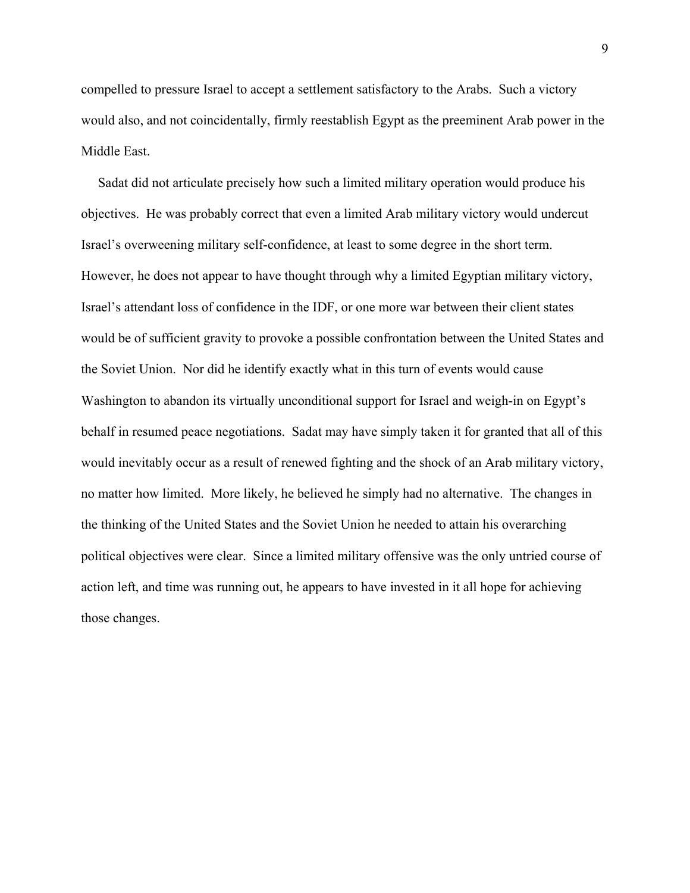compelled to pressure Israel to accept a settlement satisfactory to the Arabs. Such a victory would also, and not coincidentally, firmly reestablish Egypt as the preeminent Arab power in the Middle East.

Sadat did not articulate precisely how such a limited military operation would produce his objectives. He was probably correct that even a limited Arab military victory would undercut Israel's overweening military self-confidence, at least to some degree in the short term. However, he does not appear to have thought through why a limited Egyptian military victory, Israel's attendant loss of confidence in the IDF, or one more war between their client states would be of sufficient gravity to provoke a possible confrontation between the United States and the Soviet Union. Nor did he identify exactly what in this turn of events would cause Washington to abandon its virtually unconditional support for Israel and weigh-in on Egypt's behalf in resumed peace negotiations. Sadat may have simply taken it for granted that all of this would inevitably occur as a result of renewed fighting and the shock of an Arab military victory, no matter how limited. More likely, he believed he simply had no alternative. The changes in the thinking of the United States and the Soviet Union he needed to attain his overarching political objectives were clear. Since a limited military offensive was the only untried course of action left, and time was running out, he appears to have invested in it all hope for achieving those changes.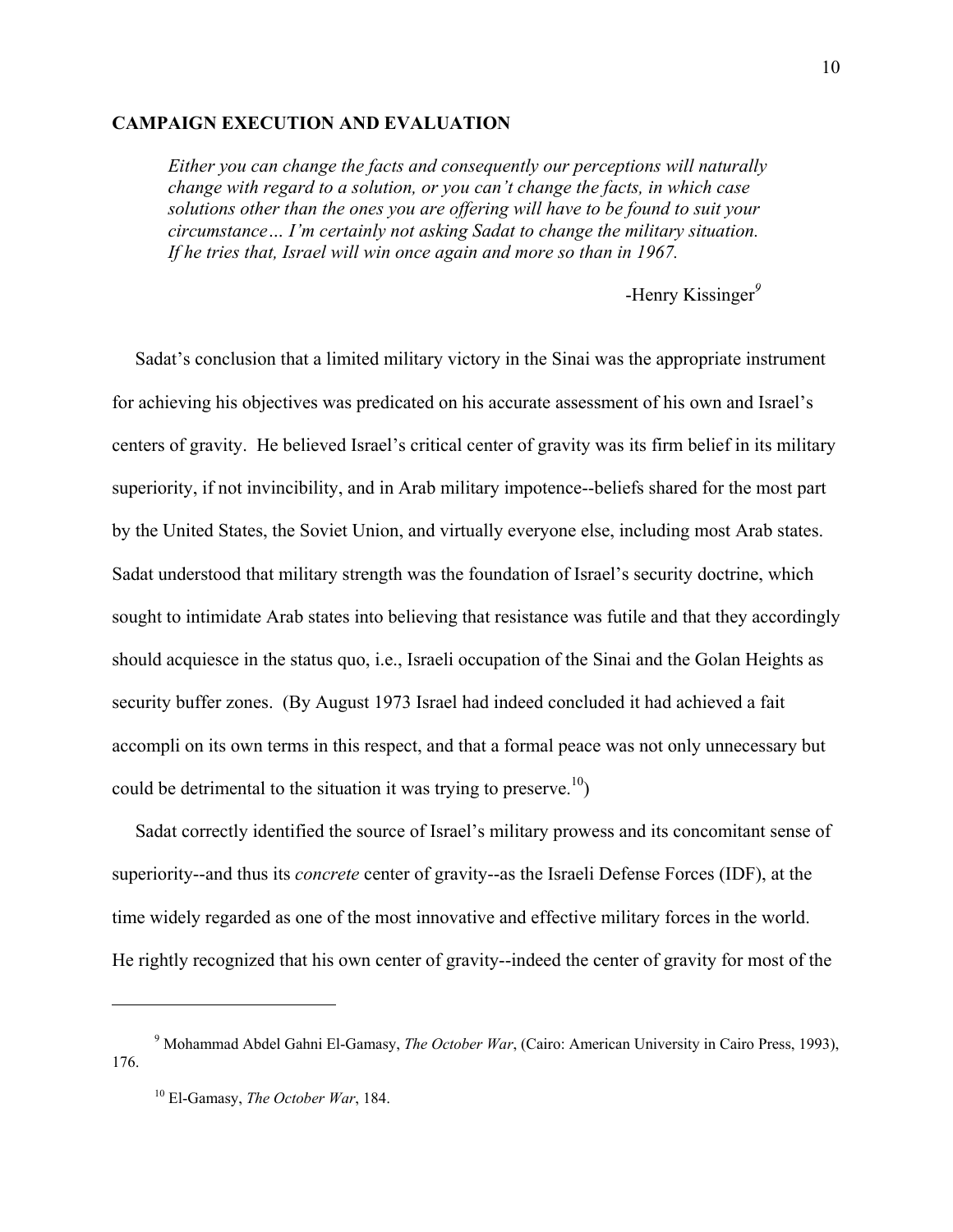## CAMPAIGN EXECUTION AND EVALUATION

> *Either you can change the facts and consequently our perceptions will naturally change with regard to a solution, or you can't change the facts, in which case solutions other than the ones you are offering will have to be found to suit your circumstance… I'm certainly not asking Sadat to change the military situation. If he tries that, Israel will win once again and more so than in 1967.*
>
> -Henry Kissinger[9]

Sadat's conclusion that a limited military victory in the Sinai was the appropriate instrument for achieving his objectives was predicated on his accurate assessment of his own and Israel's centers of gravity. He believed Israel's critical center of gravity was its firm belief in its military superiority, if not invincibility, and in Arab military impotence--beliefs shared for the most part by the United States, the Soviet Union, and virtually everyone else, including most Arab states. Sadat understood that military strength was the foundation of Israel's security doctrine, which sought to intimidate Arab states into believing that resistance was futile and that they accordingly should acquiesce in the status quo, i.e., Israeli occupation of the Sinai and the Golan Heights as security buffer zones. (By August 1973 Israel had indeed concluded it had achieved a fait accompli on its own terms in this respect, and that a formal peace was not only unnecessary but could be detrimental to the situation it was trying to preserve.[10])

Sadat correctly identified the source of Israel's military prowess and its concomitant sense of superiority--and thus its *concrete* center of gravity--as the Israeli Defense Forces (IDF), at the time widely regarded as one of the most innovative and effective military forces in the world. He rightly recognized that his own center of gravity--indeed the center of gravity for most of the

---

[9] Mohammad Abdel Gahni El-Gamasy, *The October War*, (Cairo: American University in Cairo Press, 1993), 176.

[10] El-Gamasy, *The October War*, 184.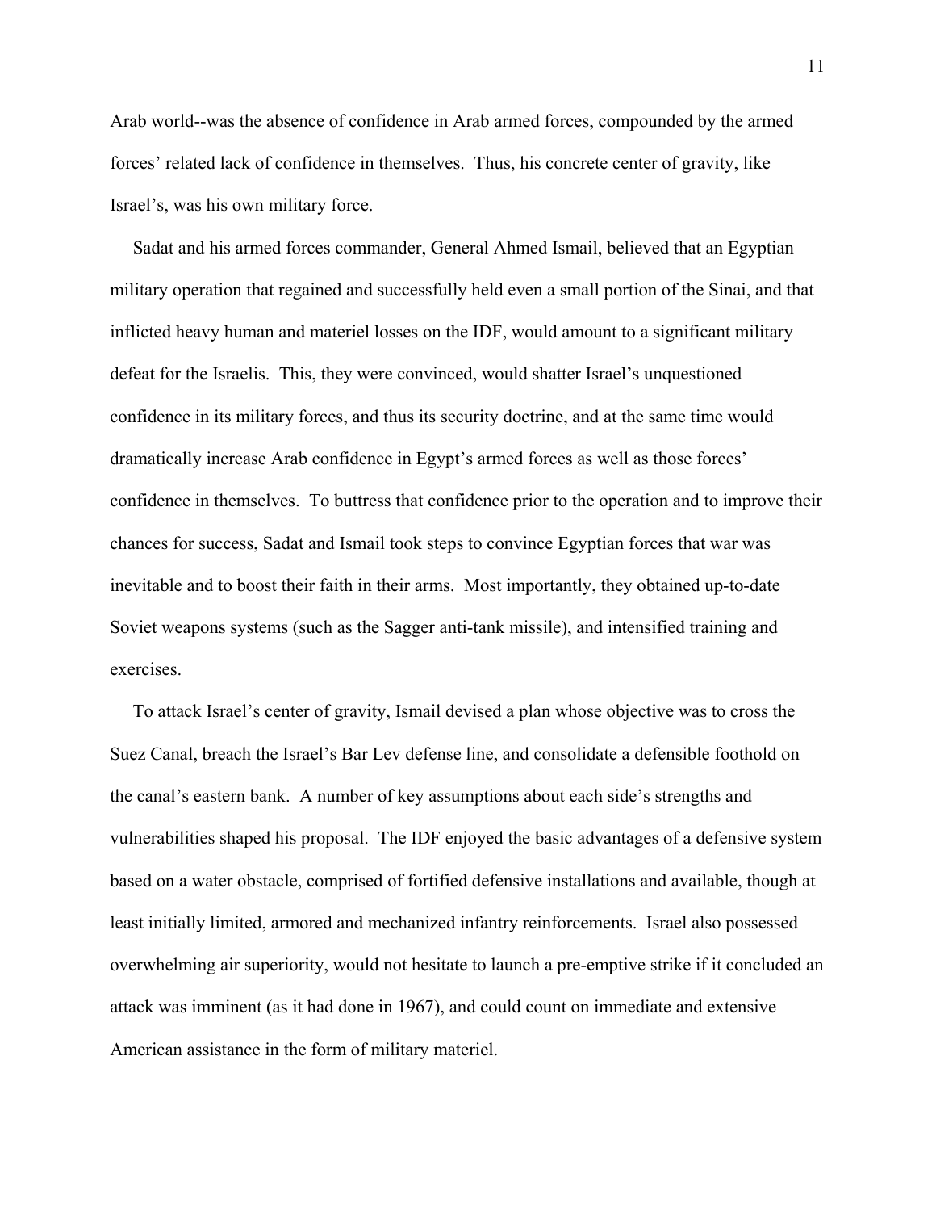Arab world--was the absence of confidence in Arab armed forces, compounded by the armed forces' related lack of confidence in themselves. Thus, his concrete center of gravity, like Israel's, was his own military force.

Sadat and his armed forces commander, General Ahmed Ismail, believed that an Egyptian military operation that regained and successfully held even a small portion of the Sinai, and that inflicted heavy human and materiel losses on the IDF, would amount to a significant military defeat for the Israelis. This, they were convinced, would shatter Israel's unquestioned confidence in its military forces, and thus its security doctrine, and at the same time would dramatically increase Arab confidence in Egypt's armed forces as well as those forces' confidence in themselves. To buttress that confidence prior to the operation and to improve their chances for success, Sadat and Ismail took steps to convince Egyptian forces that war was inevitable and to boost their faith in their arms. Most importantly, they obtained up-to-date Soviet weapons systems (such as the Sagger anti-tank missile), and intensified training and exercises.

To attack Israel's center of gravity, Ismail devised a plan whose objective was to cross the Suez Canal, breach the Israel's Bar Lev defense line, and consolidate a defensible foothold on the canal's eastern bank. A number of key assumptions about each side's strengths and vulnerabilities shaped his proposal. The IDF enjoyed the basic advantages of a defensive system based on a water obstacle, comprised of fortified defensive installations and available, though at least initially limited, armored and mechanized infantry reinforcements. Israel also possessed overwhelming air superiority, would not hesitate to launch a pre-emptive strike if it concluded an attack was imminent (as it had done in 1967), and could count on immediate and extensive American assistance in the form of military materiel.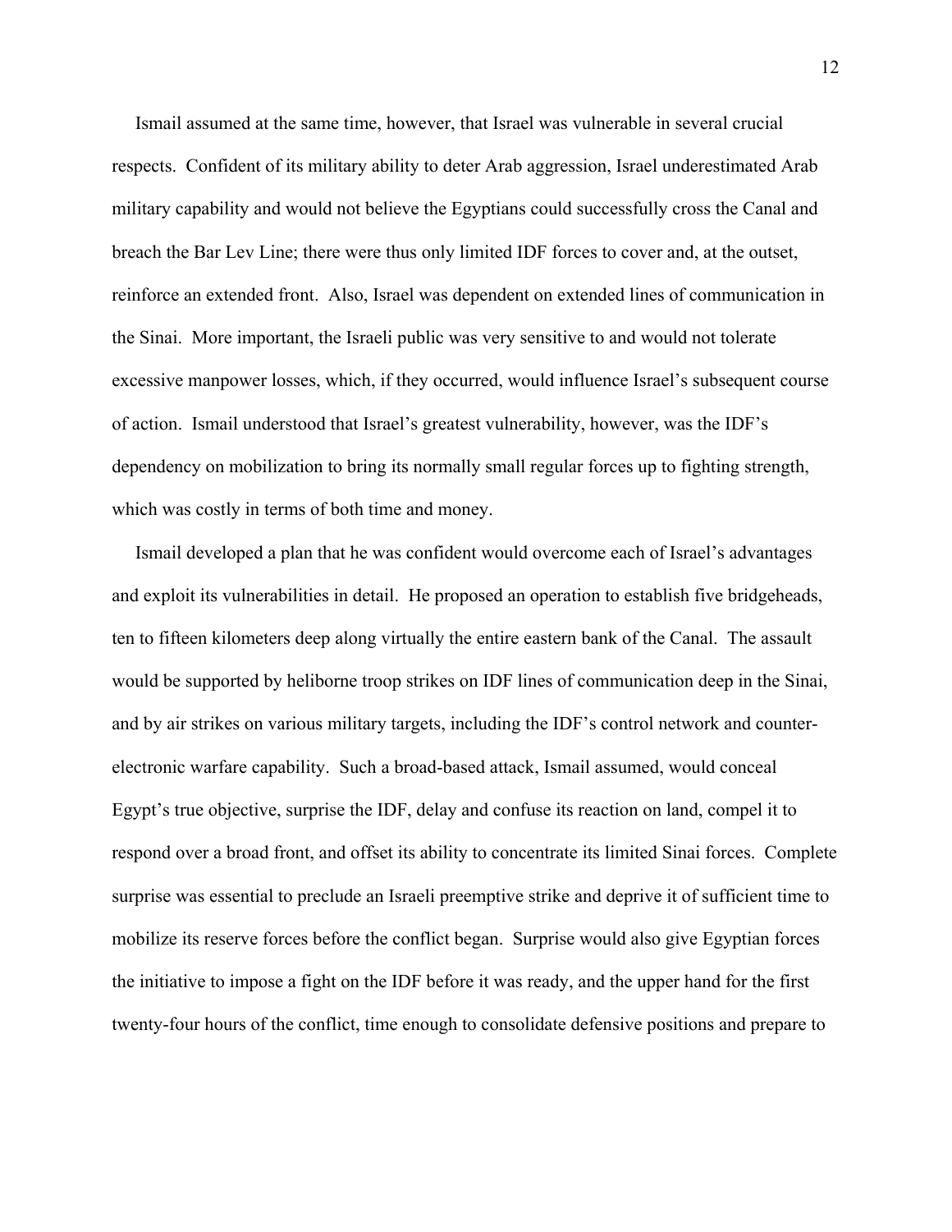Ismail assumed at the same time, however, that Israel was vulnerable in several crucial respects. Confident of its military ability to deter Arab aggression, Israel underestimated Arab military capability and would not believe the Egyptians could successfully cross the Canal and breach the Bar Lev Line; there were thus only limited IDF forces to cover and, at the outset, reinforce an extended front. Also, Israel was dependent on extended lines of communication in the Sinai. More important, the Israeli public was very sensitive to and would not tolerate excessive manpower losses, which, if they occurred, would influence Israel's subsequent course of action. Ismail understood that Israel's greatest vulnerability, however, was the IDF's dependency on mobilization to bring its normally small regular forces up to fighting strength, which was costly in terms of both time and money.

Ismail developed a plan that he was confident would overcome each of Israel's advantages and exploit its vulnerabilities in detail. He proposed an operation to establish five bridgeheads, ten to fifteen kilometers deep along virtually the entire eastern bank of the Canal. The assault would be supported by heliborne troop strikes on IDF lines of communication deep in the Sinai, and by air strikes on various military targets, including the IDF's control network and counter-electronic warfare capability. Such a broad-based attack, Ismail assumed, would conceal Egypt's true objective, surprise the IDF, delay and confuse its reaction on land, compel it to respond over a broad front, and offset its ability to concentrate its limited Sinai forces. Complete surprise was essential to preclude an Israeli preemptive strike and deprive it of sufficient time to mobilize its reserve forces before the conflict began. Surprise would also give Egyptian forces the initiative to impose a fight on the IDF before it was ready, and the upper hand for the first twenty-four hours of the conflict, time enough to consolidate defensive positions and prepare to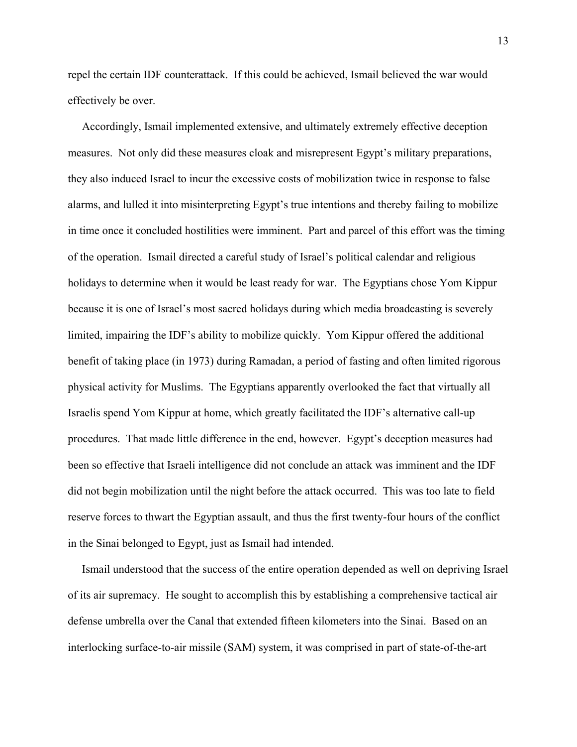repel the certain IDF counterattack. If this could be achieved, Ismail believed the war would effectively be over.

Accordingly, Ismail implemented extensive, and ultimately extremely effective deception measures. Not only did these measures cloak and misrepresent Egypt's military preparations, they also induced Israel to incur the excessive costs of mobilization twice in response to false alarms, and lulled it into misinterpreting Egypt's true intentions and thereby failing to mobilize in time once it concluded hostilities were imminent. Part and parcel of this effort was the timing of the operation. Ismail directed a careful study of Israel's political calendar and religious holidays to determine when it would be least ready for war. The Egyptians chose Yom Kippur because it is one of Israel's most sacred holidays during which media broadcasting is severely limited, impairing the IDF's ability to mobilize quickly. Yom Kippur offered the additional benefit of taking place (in 1973) during Ramadan, a period of fasting and often limited rigorous physical activity for Muslims. The Egyptians apparently overlooked the fact that virtually all Israelis spend Yom Kippur at home, which greatly facilitated the IDF's alternative call-up procedures. That made little difference in the end, however. Egypt's deception measures had been so effective that Israeli intelligence did not conclude an attack was imminent and the IDF did not begin mobilization until the night before the attack occurred. This was too late to field reserve forces to thwart the Egyptian assault, and thus the first twenty-four hours of the conflict in the Sinai belonged to Egypt, just as Ismail had intended.

Ismail understood that the success of the entire operation depended as well on depriving Israel of its air supremacy. He sought to accomplish this by establishing a comprehensive tactical air defense umbrella over the Canal that extended fifteen kilometers into the Sinai. Based on an interlocking surface-to-air missile (SAM) system, it was comprised in part of state-of-the-art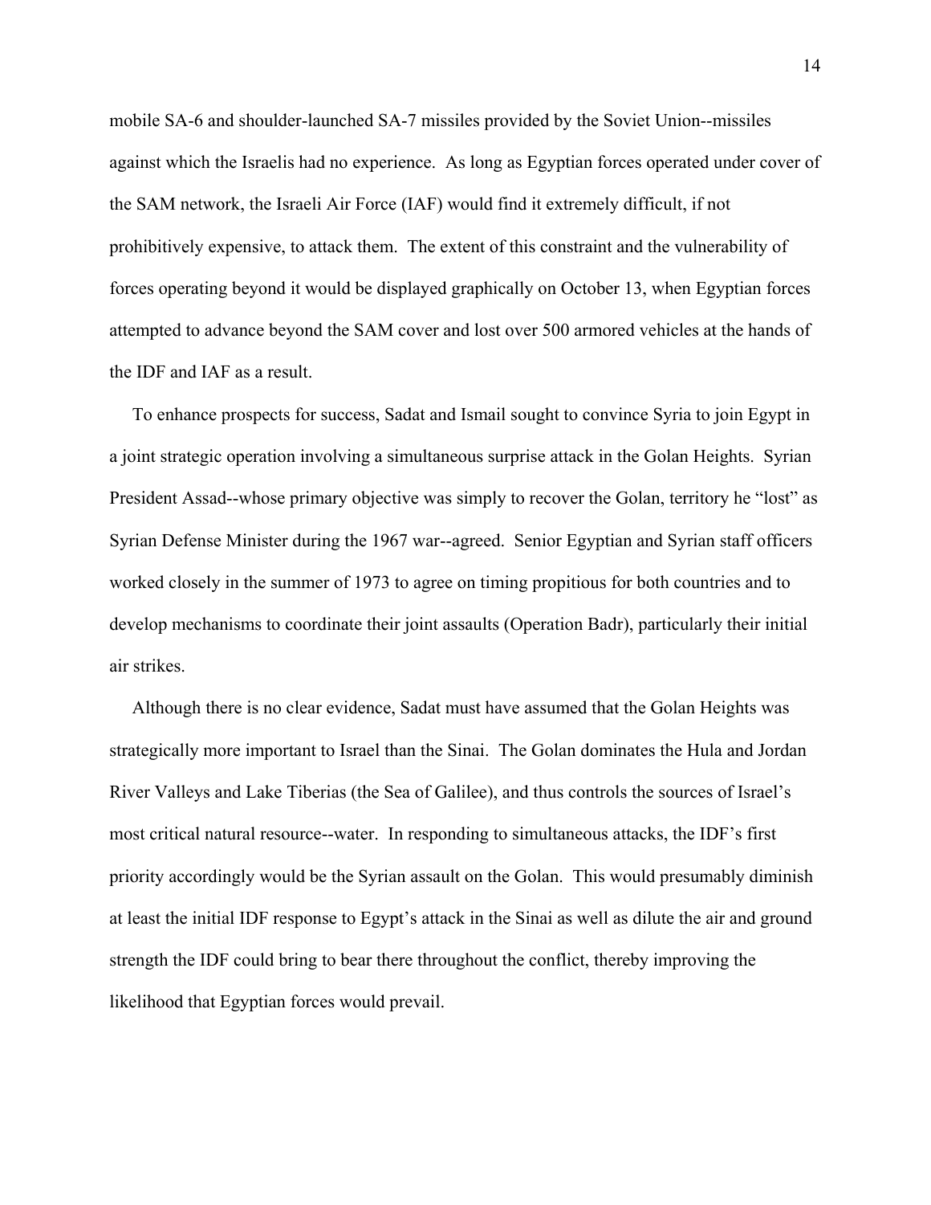mobile SA-6 and shoulder-launched SA-7 missiles provided by the Soviet Union--missiles against which the Israelis had no experience. As long as Egyptian forces operated under cover of the SAM network, the Israeli Air Force (IAF) would find it extremely difficult, if not prohibitively expensive, to attack them. The extent of this constraint and the vulnerability of forces operating beyond it would be displayed graphically on October 13, when Egyptian forces attempted to advance beyond the SAM cover and lost over 500 armored vehicles at the hands of the IDF and IAF as a result.

To enhance prospects for success, Sadat and Ismail sought to convince Syria to join Egypt in a joint strategic operation involving a simultaneous surprise attack in the Golan Heights. Syrian President Assad--whose primary objective was simply to recover the Golan, territory he "lost" as Syrian Defense Minister during the 1967 war--agreed. Senior Egyptian and Syrian staff officers worked closely in the summer of 1973 to agree on timing propitious for both countries and to develop mechanisms to coordinate their joint assaults (Operation Badr), particularly their initial air strikes.

Although there is no clear evidence, Sadat must have assumed that the Golan Heights was strategically more important to Israel than the Sinai. The Golan dominates the Hula and Jordan River Valleys and Lake Tiberias (the Sea of Galilee), and thus controls the sources of Israel's most critical natural resource--water. In responding to simultaneous attacks, the IDF's first priority accordingly would be the Syrian assault on the Golan. This would presumably diminish at least the initial IDF response to Egypt's attack in the Sinai as well as dilute the air and ground strength the IDF could bring to bear there throughout the conflict, thereby improving the likelihood that Egyptian forces would prevail.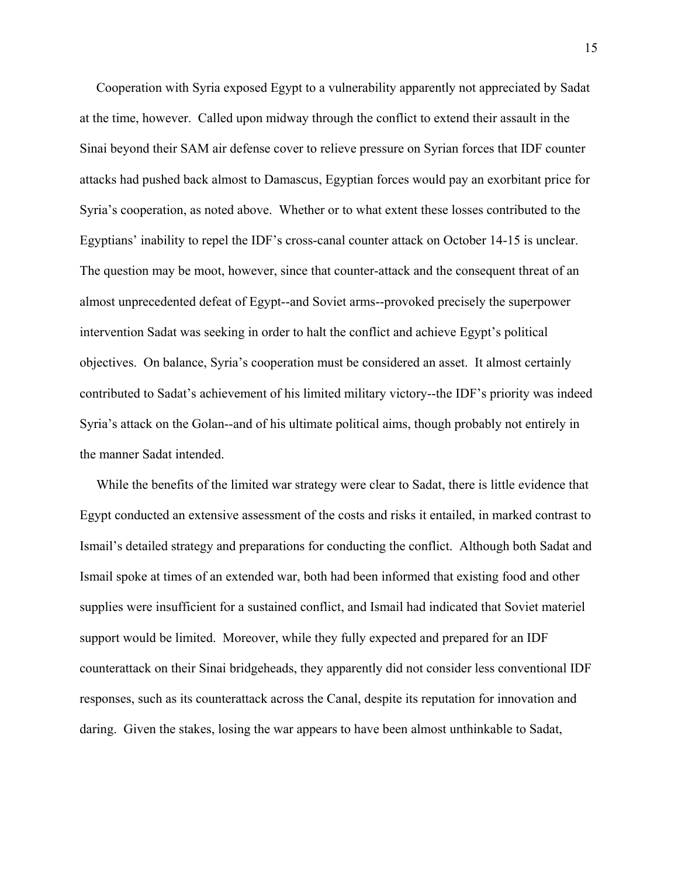Cooperation with Syria exposed Egypt to a vulnerability apparently not appreciated by Sadat at the time, however. Called upon midway through the conflict to extend their assault in the Sinai beyond their SAM air defense cover to relieve pressure on Syrian forces that IDF counter attacks had pushed back almost to Damascus, Egyptian forces would pay an exorbitant price for Syria's cooperation, as noted above. Whether or to what extent these losses contributed to the Egyptians' inability to repel the IDF's cross-canal counter attack on October 14-15 is unclear. The question may be moot, however, since that counter-attack and the consequent threat of an almost unprecedented defeat of Egypt--and Soviet arms--provoked precisely the superpower intervention Sadat was seeking in order to halt the conflict and achieve Egypt's political objectives. On balance, Syria's cooperation must be considered an asset. It almost certainly contributed to Sadat's achievement of his limited military victory--the IDF's priority was indeed Syria's attack on the Golan--and of his ultimate political aims, though probably not entirely in the manner Sadat intended.

While the benefits of the limited war strategy were clear to Sadat, there is little evidence that Egypt conducted an extensive assessment of the costs and risks it entailed, in marked contrast to Ismail's detailed strategy and preparations for conducting the conflict. Although both Sadat and Ismail spoke at times of an extended war, both had been informed that existing food and other supplies were insufficient for a sustained conflict, and Ismail had indicated that Soviet materiel support would be limited. Moreover, while they fully expected and prepared for an IDF counterattack on their Sinai bridgeheads, they apparently did not consider less conventional IDF responses, such as its counterattack across the Canal, despite its reputation for innovation and daring. Given the stakes, losing the war appears to have been almost unthinkable to Sadat,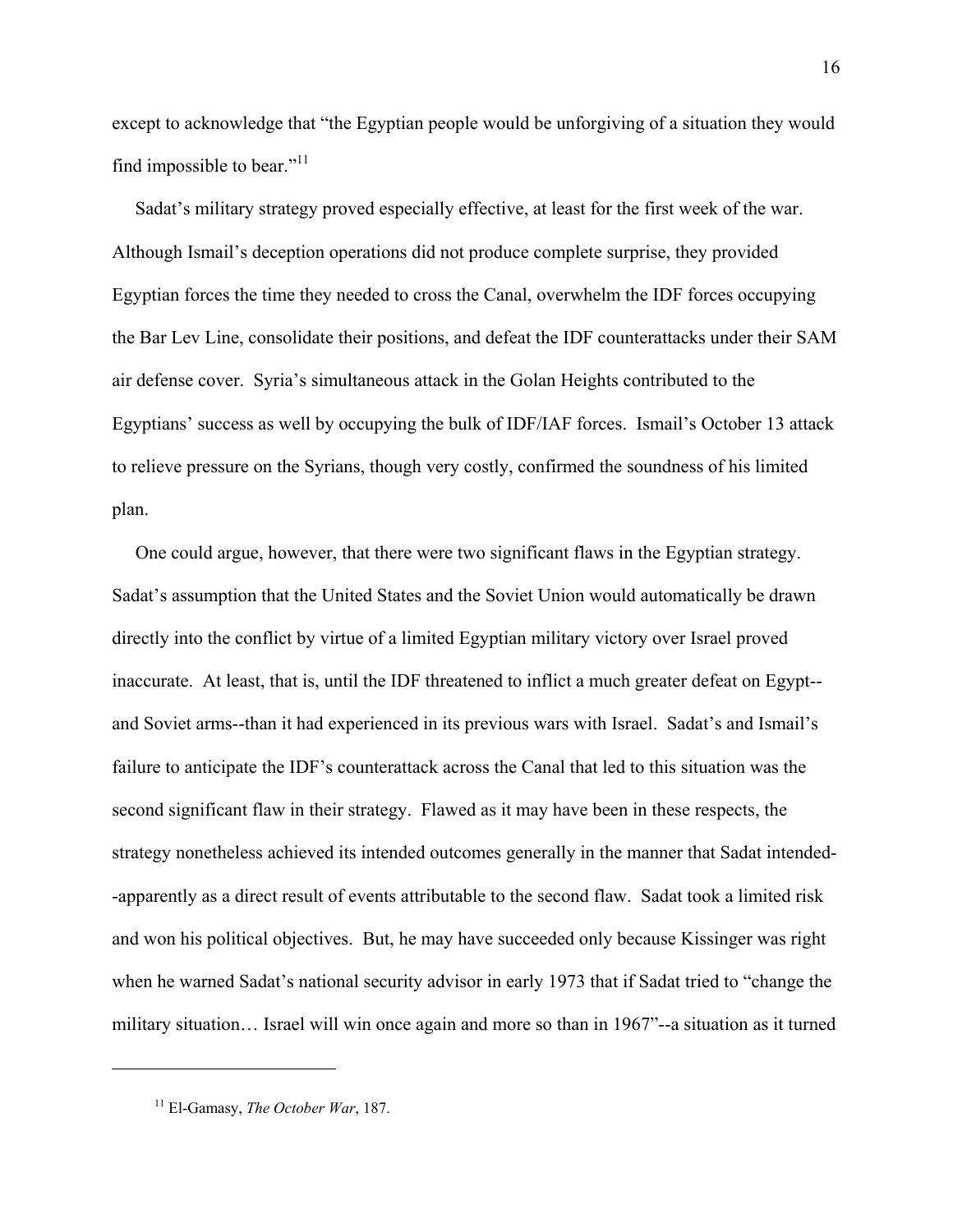except to acknowledge that "the Egyptian people would be unforgiving of a situation they would find impossible to bear."[11]

Sadat's military strategy proved especially effective, at least for the first week of the war. Although Ismail's deception operations did not produce complete surprise, they provided Egyptian forces the time they needed to cross the Canal, overwhelm the IDF forces occupying the Bar Lev Line, consolidate their positions, and defeat the IDF counterattacks under their SAM air defense cover. Syria's simultaneous attack in the Golan Heights contributed to the Egyptians' success as well by occupying the bulk of IDF/IAF forces. Ismail's October 13 attack to relieve pressure on the Syrians, though very costly, confirmed the soundness of his limited plan.

One could argue, however, that there were two significant flaws in the Egyptian strategy. Sadat's assumption that the United States and the Soviet Union would automatically be drawn directly into the conflict by virtue of a limited Egyptian military victory over Israel proved inaccurate. At least, that is, until the IDF threatened to inflict a much greater defeat on Egypt--and Soviet arms--than it had experienced in its previous wars with Israel. Sadat's and Ismail's failure to anticipate the IDF's counterattack across the Canal that led to this situation was the second significant flaw in their strategy. Flawed as it may have been in these respects, the strategy nonetheless achieved its intended outcomes generally in the manner that Sadat intended--apparently as a direct result of events attributable to the second flaw. Sadat took a limited risk and won his political objectives. But, he may have succeeded only because Kissinger was right when he warned Sadat's national security advisor in early 1973 that if Sadat tried to "change the military situation… Israel will win once again and more so than in 1967"--a situation as it turned

---

[11] El-Gamasy, *The October War*, 187.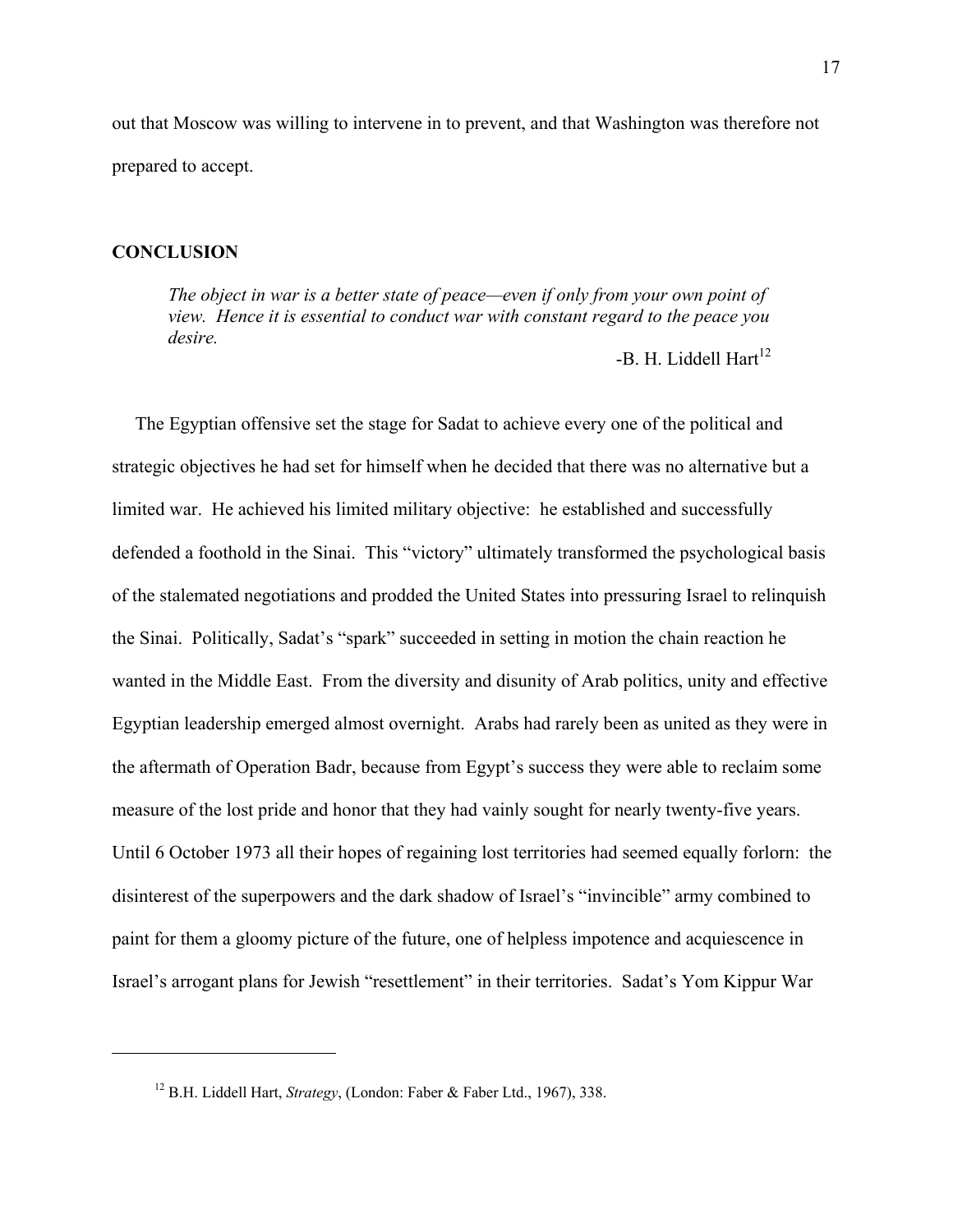out that Moscow was willing to intervene in to prevent, and that Washington was therefore not prepared to accept.

## CONCLUSION

> *The object in war is a better state of peace—even if only from your own point of view. Hence it is essential to conduct war with constant regard to the peace you desire.*
>
> -B. H. Liddell Hart[12]

The Egyptian offensive set the stage for Sadat to achieve every one of the political and strategic objectives he had set for himself when he decided that there was no alternative but a limited war. He achieved his limited military objective: he established and successfully defended a foothold in the Sinai. This "victory" ultimately transformed the psychological basis of the stalemated negotiations and prodded the United States into pressuring Israel to relinquish the Sinai. Politically, Sadat's "spark" succeeded in setting in motion the chain reaction he wanted in the Middle East. From the diversity and disunity of Arab politics, unity and effective Egyptian leadership emerged almost overnight. Arabs had rarely been as united as they were in the aftermath of Operation Badr, because from Egypt's success they were able to reclaim some measure of the lost pride and honor that they had vainly sought for nearly twenty-five years. Until 6 October 1973 all their hopes of regaining lost territories had seemed equally forlorn: the disinterest of the superpowers and the dark shadow of Israel's "invincible" army combined to paint for them a gloomy picture of the future, one of helpless impotence and acquiescence in Israel's arrogant plans for Jewish "resettlement" in their territories. Sadat's Yom Kippur War

---

[12] B.H. Liddell Hart, *Strategy*, (London: Faber & Faber Ltd., 1967), 338.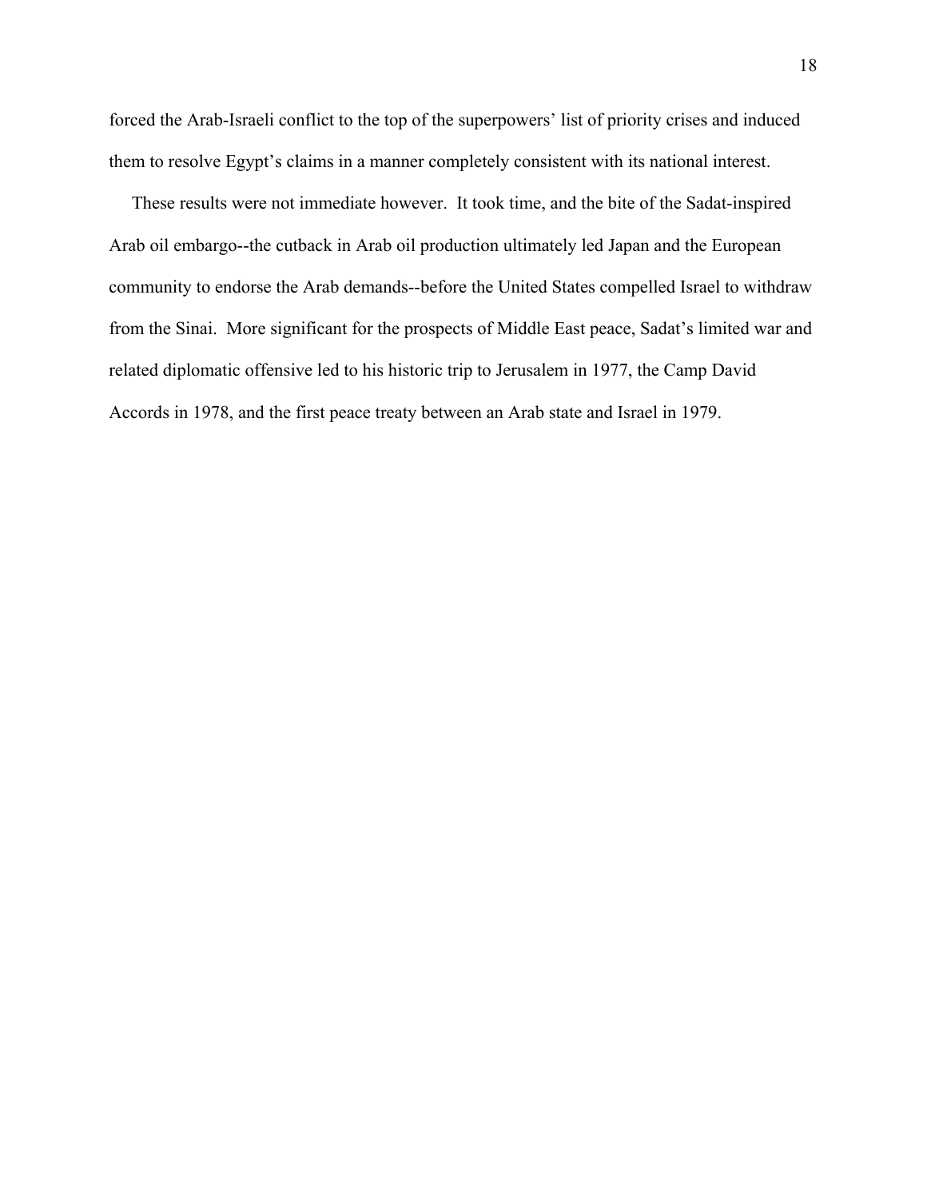forced the Arab-Israeli conflict to the top of the superpowers' list of priority crises and induced them to resolve Egypt's claims in a manner completely consistent with its national interest.

These results were not immediate however. It took time, and the bite of the Sadat-inspired Arab oil embargo--the cutback in Arab oil production ultimately led Japan and the European community to endorse the Arab demands--before the United States compelled Israel to withdraw from the Sinai. More significant for the prospects of Middle East peace, Sadat's limited war and related diplomatic offensive led to his historic trip to Jerusalem in 1977, the Camp David Accords in 1978, and the first peace treaty between an Arab state and Israel in 1979.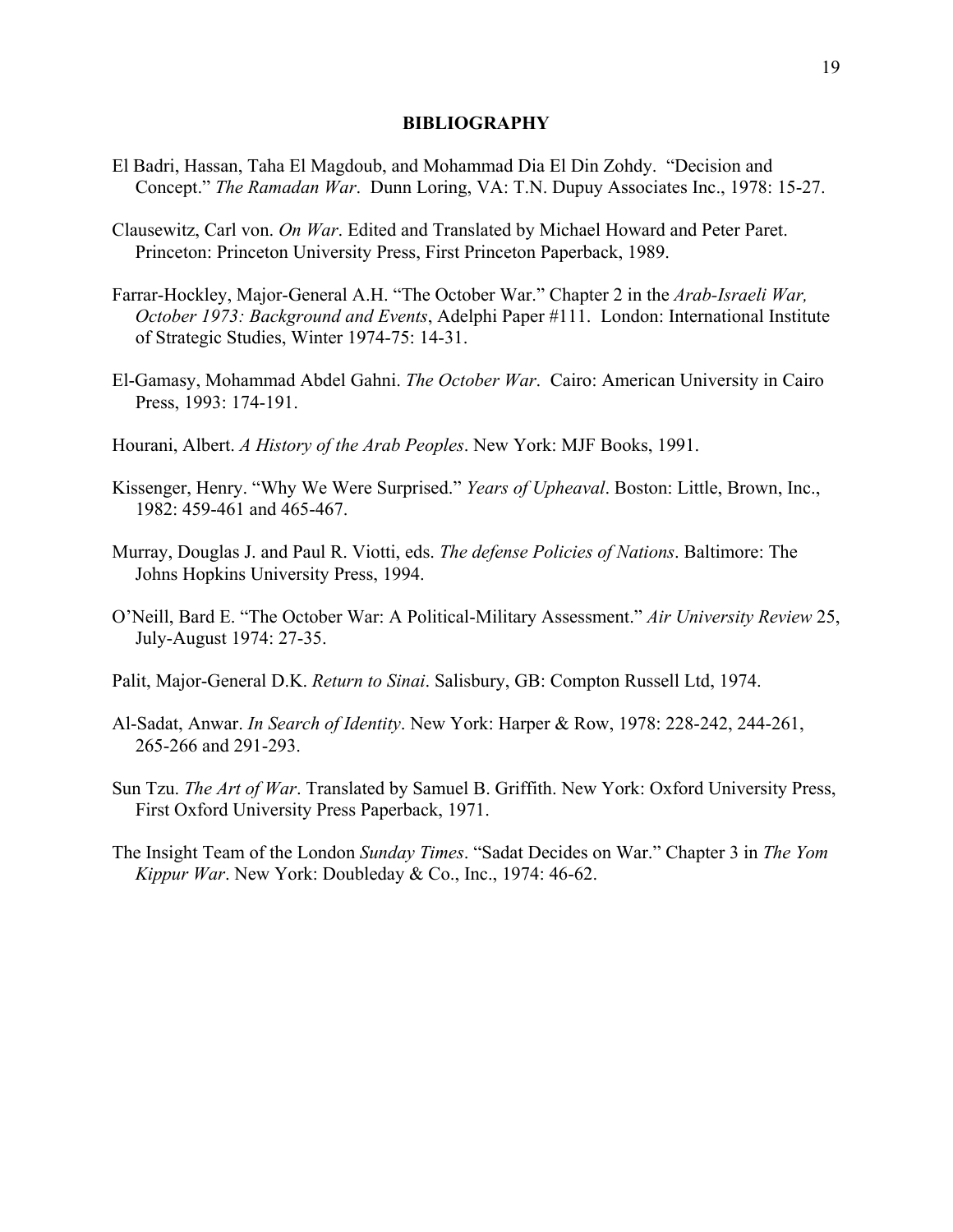**BIBLIOGRAPHY**

El Badri, Hassan, Taha El Magdoub, and Mohammad Dia El Din Zohdy. "Decision and Concept." *The Ramadan War*. Dunn Loring, VA: T.N. Dupuy Associates Inc., 1978: 15-27.

Clausewitz, Carl von. *On War*. Edited and Translated by Michael Howard and Peter Paret. Princeton: Princeton University Press, First Princeton Paperback, 1989.

Farrar-Hockley, Major-General A.H. "The October War." Chapter 2 in the *Arab-Israeli War, October 1973: Background and Events*, Adelphi Paper #111. London: International Institute of Strategic Studies, Winter 1974-75: 14-31.

El-Gamasy, Mohammad Abdel Gahni. *The October War*. Cairo: American University in Cairo Press, 1993: 174-191.

Hourani, Albert. *A History of the Arab Peoples*. New York: MJF Books, 1991.

Kissenger, Henry. "Why We Were Surprised." *Years of Upheaval*. Boston: Little, Brown, Inc., 1982: 459-461 and 465-467.

Murray, Douglas J. and Paul R. Viotti, eds. *The defense Policies of Nations*. Baltimore: The Johns Hopkins University Press, 1994.

O'Neill, Bard E. "The October War: A Political-Military Assessment." *Air University Review* 25, July-August 1974: 27-35.

Palit, Major-General D.K. *Return to Sinai*. Salisbury, GB: Compton Russell Ltd, 1974.

Al-Sadat, Anwar. *In Search of Identity*. New York: Harper & Row, 1978: 228-242, 244-261, 265-266 and 291-293.

Sun Tzu. *The Art of War*. Translated by Samuel B. Griffith. New York: Oxford University Press, First Oxford University Press Paperback, 1971.

The Insight Team of the London *Sunday Times*. "Sadat Decides on War." Chapter 3 in *The Yom Kippur War*. New York: Doubleday & Co., Inc., 1974: 46-62.